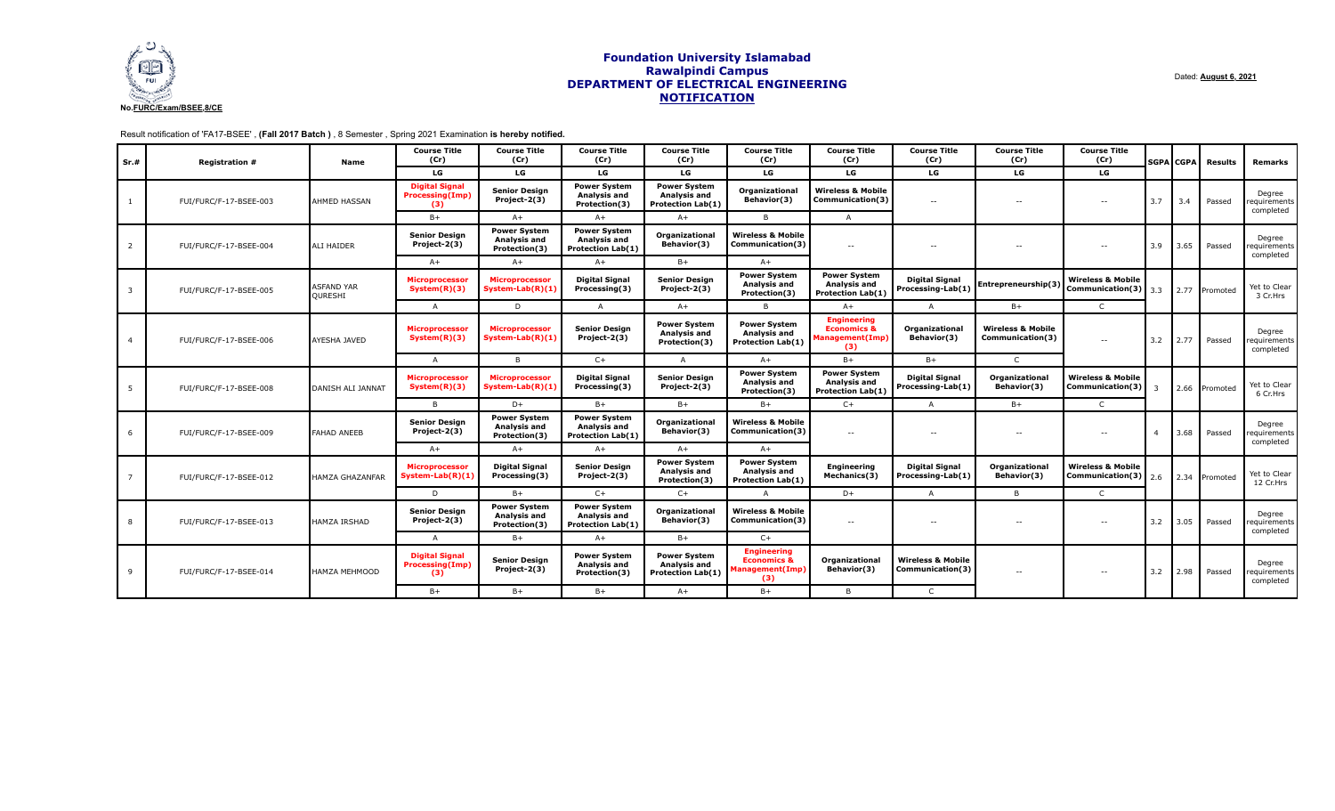**No.FURC/Exam/BSEE,8/CE**

Dated: **August 6, 2021**

# Foundation University Islamabad
## Rawalpindi Campus
## DEPARTMENT OF ELECTRICAL ENGINEERING
## NOTIFICATION

Result notification of 'FA17-BSEE' , **(Fall 2017 Batch )** , 8 Semester , Spring 2021 Examination **is hereby notified.**

| Sr.# | Registration # | Name | Course Title (Cr) | Course Title (Cr) | Course Title (Cr) | Course Title (Cr) | Course Title (Cr) | Course Title (Cr) | Course Title (Cr) | Course Title (Cr) | Course Title (Cr) | SGPA | CGPA | Results | Remarks |
|---|---|---|---|---|---|---|---|---|---|---|---|---|---|---|---|
| | | | LG | LG | LG | LG | LG | LG | LG | LG | LG | | | | |
| 1 | FUI/FURC/F-17-BSEE-003 | AHMED HASSAN | Digital Signal Processing(Imp)(3) | Senior Design Project-2(3) | Power System Analysis and Protection(3) | Power System Analysis and Protection Lab(1) | Organizational Behavior(3) | Wireless & Mobile Communication(3) | -- | -- | -- | 3.7 | 3.4 | Passed | Degree requirements completed |
| | | | B+ | A+ | A+ | A+ | B | A | | | | | | | |
| 2 | FUI/FURC/F-17-BSEE-004 | ALI HAIDER | Senior Design Project-2(3) | Power System Analysis and Protection(3) | Power System Analysis and Protection Lab(1) | Organizational Behavior(3) | Wireless & Mobile Communication(3) | -- | -- | -- | -- | 3.9 | 3.65 | Passed | Degree requirements completed |
| | | | A+ | A+ | A+ | B+ | A+ | | | | | | | | |
| 3 | FUI/FURC/F-17-BSEE-005 | ASFAND YAR QURESHI | Microprocessor System(R)(3) | Microprocessor System-Lab(R)(1) | Digital Signal Processing(3) | Senior Design Project-2(3) | Power System Analysis and Protection(3) | Power System Analysis and Protection Lab(1) | Digital Signal Processing-Lab(1) | Entrepreneurship(3) | Wireless & Mobile Communication(3) | 3.3 | 2.77 | Promoted | Yet to Clear 3 Cr.Hrs |
| | | | A | D | A | A+ | B | A+ | A | B+ | C | | | | |
| 4 | FUI/FURC/F-17-BSEE-006 | AYESHA JAVED | Microprocessor System(R)(3) | Microprocessor System-Lab(R)(1) | Senior Design Project-2(3) | Power System Analysis and Protection(3) | Power System Analysis and Protection Lab(1) | Engineering Economics & Management(Imp)(3) | Organizational Behavior(3) | Wireless & Mobile Communication(3) | -- | 3.2 | 2.77 | Passed | Degree requirements completed |
| | | | A | B | C+ | A | A+ | B+ | B+ | C | | | | | |
| 5 | FUI/FURC/F-17-BSEE-008 | DANISH ALI JANNAT | Microprocessor System(R)(3) | Microprocessor System-Lab(R)(1) | Digital Signal Processing(3) | Senior Design Project-2(3) | Power System Analysis and Protection(3) | Power System Analysis and Protection Lab(1) | Digital Signal Processing-Lab(1) | Organizational Behavior(3) | Wireless & Mobile Communication(3) | 3 | 2.66 | Promoted | Yet to Clear 6 Cr.Hrs |
| | | | B | D+ | B+ | B+ | B+ | C+ | A | B+ | C | | | | |
| 6 | FUI/FURC/F-17-BSEE-009 | FAHAD ANEEB | Senior Design Project-2(3) | Power System Analysis and Protection(3) | Power System Analysis and Protection Lab(1) | Organizational Behavior(3) | Wireless & Mobile Communication(3) | -- | -- | -- | -- | 4 | 3.68 | Passed | Degree requirements completed |
| | | | A+ | A+ | A+ | A+ | A+ | | | | | | | | |
| 7 | FUI/FURC/F-17-BSEE-012 | HAMZA GHAZANFAR | Microprocessor System-Lab(R)(1) | Digital Signal Processing(3) | Senior Design Project-2(3) | Power System Analysis and Protection(3) | Power System Analysis and Protection Lab(1) | Engineering Mechanics(3) | Digital Signal Processing-Lab(1) | Organizational Behavior(3) | Wireless & Mobile Communication(3) | 2.6 | 2.34 | Promoted | Yet to Clear 12 Cr.Hrs |
| | | | D | B+ | C+ | C+ | A | D+ | A | B | C | | | | |
| 8 | FUI/FURC/F-17-BSEE-013 | HAMZA IRSHAD | Senior Design Project-2(3) | Power System Analysis and Protection(3) | Power System Analysis and Protection Lab(1) | Organizational Behavior(3) | Wireless & Mobile Communication(3) | -- | -- | -- | -- | 3.2 | 3.05 | Passed | Degree requirements completed |
| | | | A | B+ | A+ | B+ | C+ | | | | | | | | |
| 9 | FUI/FURC/F-17-BSEE-014 | HAMZA MEHMOOD | Digital Signal Processing(Imp)(3) | Senior Design Project-2(3) | Power System Analysis and Protection(3) | Power System Analysis and Protection Lab(1) | Engineering Economics & Management(Imp)(3) | Organizational Behavior(3) | Wireless & Mobile Communication(3) | -- | -- | 3.2 | 2.98 | Passed | Degree requirements completed |
| | | | B+ | B+ | B+ | A+ | B+ | B | C | | | | | | |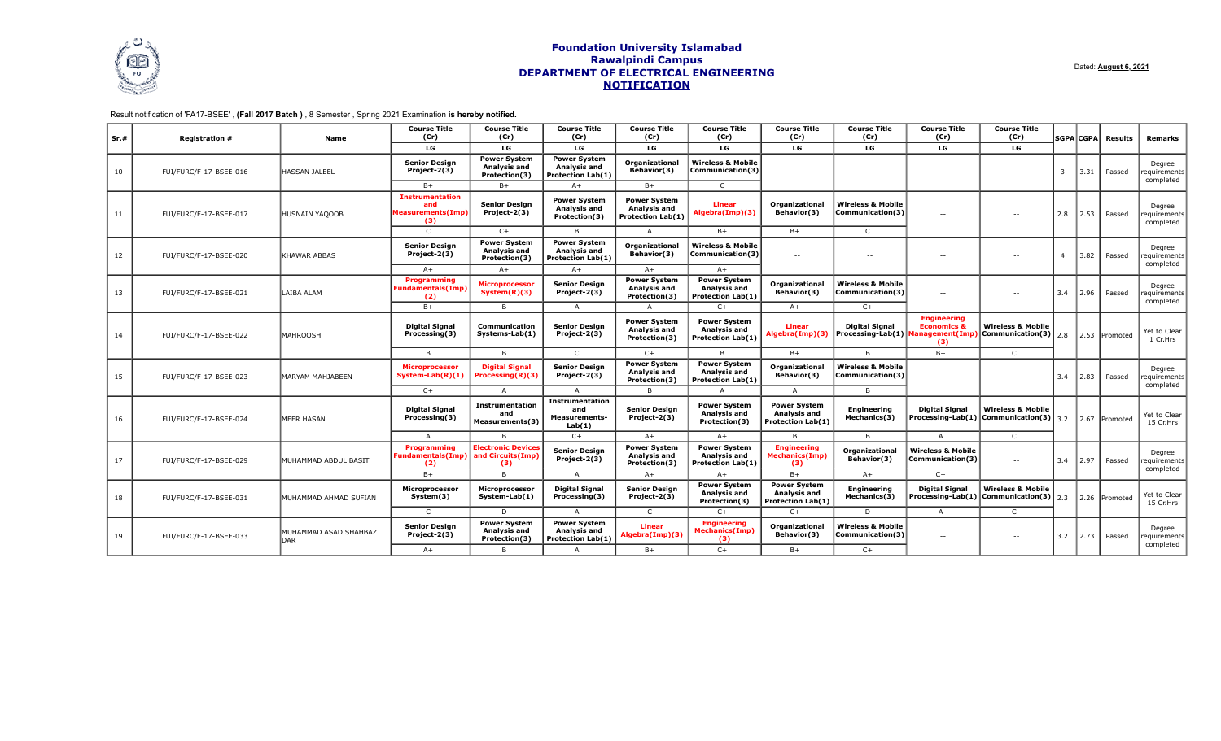# Foundation University Islamabad
## Rawalpindi Campus
## DEPARTMENT OF ELECTRICAL ENGINEERING
## NOTIFICATION

Dated: **August 6, 2021**

Result notification of 'FA17-BSEE' , **(Fall 2017 Batch )** , 8 Semester , Spring 2021 Examination **is hereby notified.**

| Sr.# | Registration # | Name | Course Title (Cr) | Course Title (Cr) | Course Title (Cr) | Course Title (Cr) | Course Title (Cr) | Course Title (Cr) | Course Title (Cr) | Course Title (Cr) | Course Title (Cr) | SGPA | CGPA | Results | Remarks |
|---|---|---|---|---|---|---|---|---|---|---|---|---|---|---|---|
| | | | LG | LG | LG | LG | LG | LG | LG | LG | LG | | | | |
| 10 | FUI/FURC/F-17-BSEE-016 | HASSAN JALEEL | Senior Design Project-2(3) | Power System Analysis and Protection(3) | Power System Analysis and Protection Lab(1) | Organizational Behavior(3) | Wireless & Mobile Communication(3) | -- | -- | -- | -- | 3 | 3.31 | Passed | Degree requirements completed |
| | | | B+ | B+ | A+ | B+ | C | | | | | | | | |
| 11 | FUI/FURC/F-17-BSEE-017 | HUSNAIN YAQOOB | Instrumentation and Measurements(Imp)(3) | Senior Design Project-2(3) | Power System Analysis and Protection(3) | Power System Analysis and Protection Lab(1) | Linear Algebra(Imp)(3) | Organizational Behavior(3) | Wireless & Mobile Communication(3) | -- | -- | 2.8 | 2.53 | Passed | Degree requirements completed |
| | | | C | C+ | B | A | B+ | B+ | C | | | | | | |
| 12 | FUI/FURC/F-17-BSEE-020 | KHAWAR ABBAS | Senior Design Project-2(3) | Power System Analysis and Protection(3) | Power System Analysis and Protection Lab(1) | Organizational Behavior(3) | Wireless & Mobile Communication(3) | -- | -- | -- | -- | 4 | 3.82 | Passed | Degree requirements completed |
| | | | A+ | A+ | A+ | A+ | A+ | | | | | | | | |
| 13 | FUI/FURC/F-17-BSEE-021 | LAIBA ALAM | Programming Fundamentals(Imp)(2) | Microprocessor System(R)(3) | Senior Design Project-2(3) | Power System Analysis and Protection(3) | Power System Analysis and Protection Lab(1) | Organizational Behavior(3) | Wireless & Mobile Communication(3) | -- | -- | 3.4 | 2.96 | Passed | Degree requirements completed |
| | | | B+ | B | A | A | C+ | A+ | C+ | | | | | | |
| 14 | FUI/FURC/F-17-BSEE-022 | MAHROOSH | Digital Signal Processing(3) | Communication Systems-Lab(1) | Senior Design Project-2(3) | Power System Analysis and Protection(3) | Power System Analysis and Protection Lab(1) | Linear Algebra(Imp)(3) | Digital Signal Processing-Lab(1) | Engineering Economics & Management(Imp)(3) | Wireless & Mobile Communication(3) | 2.8 | 2.53 | Promoted | Yet to Clear 1 Cr.Hrs |
| | | | B | B | C | C+ | B | B+ | B | B+ | C | | | | |
| 15 | FUI/FURC/F-17-BSEE-023 | MARYAM MAHJABEEN | Microprocessor System-Lab(R)(1) | Digital Signal Processing(R)(3) | Senior Design Project-2(3) | Power System Analysis and Protection(3) | Power System Analysis and Protection Lab(1) | Organizational Behavior(3) | Wireless & Mobile Communication(3) | -- | -- | 3.4 | 2.83 | Passed | Degree requirements completed |
| | | | C+ | A | A | B | A | A | B | | | | | | |
| 16 | FUI/FURC/F-17-BSEE-024 | MEER HASAN | Digital Signal Processing(3) | Instrumentation and Measurements(3) | Instrumentation and Measurements-Lab(1) | Senior Design Project-2(3) | Power System Analysis and Protection(3) | Power System Analysis and Protection Lab(1) | Engineering Mechanics(3) | Digital Signal Processing-Lab(1) | Wireless & Mobile Communication(3) | 3.2 | 2.67 | Promoted | Yet to Clear 15 Cr.Hrs |
| | | | A | B | C+ | A+ | A+ | B | B | A | C | | | | |
| 17 | FUI/FURC/F-17-BSEE-029 | MUHAMMAD ABDUL BASIT | Programming Fundamentals(Imp)(2) | Electronic Devices and Circuits(Imp)(3) | Senior Design Project-2(3) | Power System Analysis and Protection(3) | Power System Analysis and Protection Lab(1) | Engineering Mechanics(Imp)(3) | Organizational Behavior(3) | Wireless & Mobile Communication(3) | -- | 3.4 | 2.97 | Passed | Degree requirements completed |
| | | | B+ | B | A | A+ | A+ | B+ | A+ | C+ | | | | | |
| 18 | FUI/FURC/F-17-BSEE-031 | MUHAMMAD AHMAD SUFIAN | Microprocessor System(3) | Microprocessor System-Lab(1) | Digital Signal Processing(3) | Senior Design Project-2(3) | Power System Analysis and Protection(3) | Power System Analysis and Protection Lab(1) | Engineering Mechanics(3) | Digital Signal Processing-Lab(1) | Wireless & Mobile Communication(3) | 2.3 | 2.26 | Promoted | Yet to Clear 15 Cr.Hrs |
| | | | C | D | A | C | C+ | C+ | D | A | C | | | | |
| 19 | FUI/FURC/F-17-BSEE-033 | MUHAMMAD ASAD SHAHBAZ DAR | Senior Design Project-2(3) | Power System Analysis and Protection(3) | Power System Analysis and Protection Lab(1) | Linear Algebra(Imp)(3) | Engineering Mechanics(Imp)(3) | Organizational Behavior(3) | Wireless & Mobile Communication(3) | -- | -- | 3.2 | 2.73 | Passed | Degree requirements completed |
| | | | A+ | B | A | B+ | C+ | B+ | C+ | | | | | | |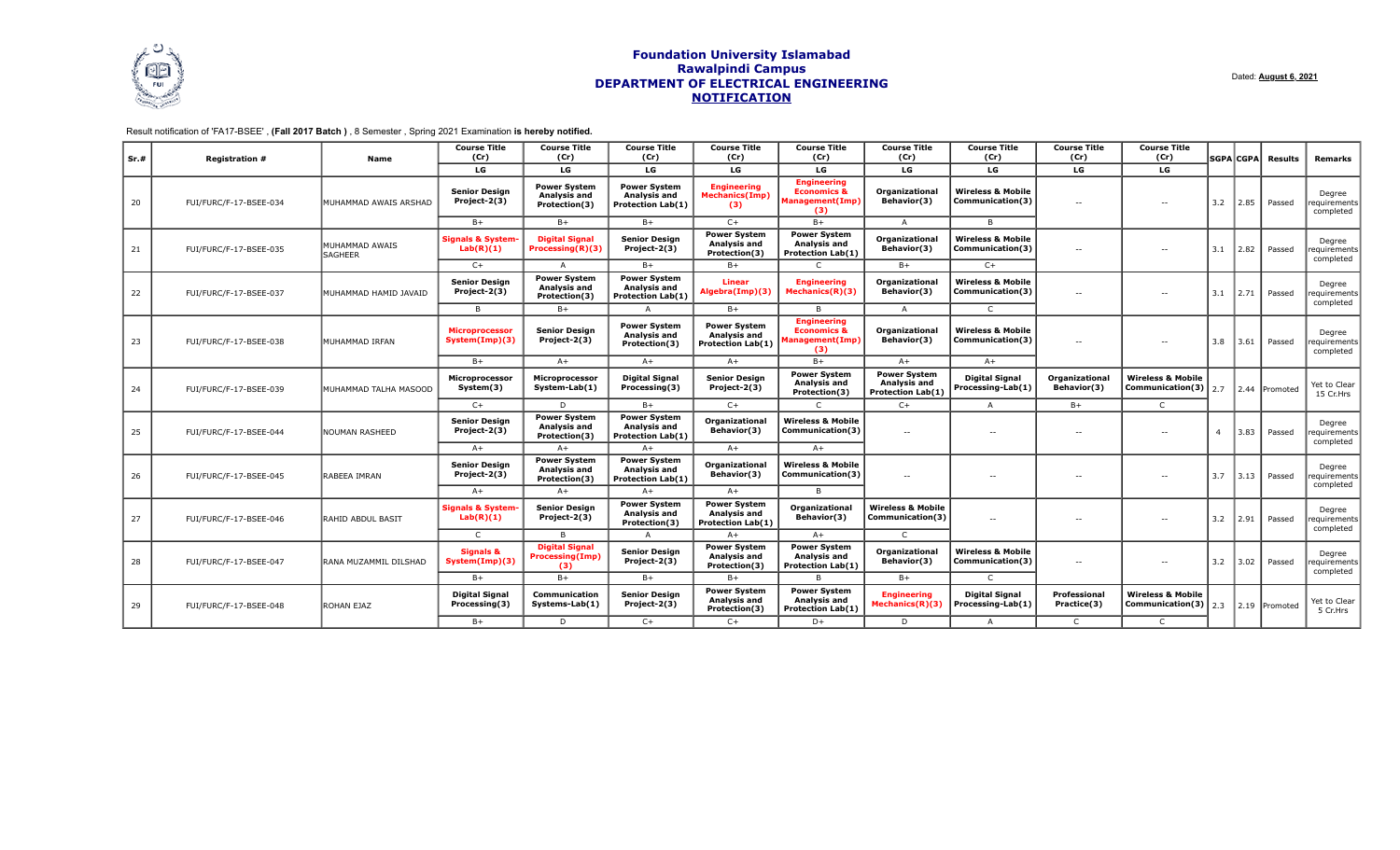# Foundation University Islamabad
## Rawalpindi Campus
## DEPARTMENT OF ELECTRICAL ENGINEERING
## NOTIFICATION

Dated: **August 6, 2021**

Result notification of 'FA17-BSEE' , **(Fall 2017 Batch )** , 8 Semester , Spring 2021 Examination **is hereby notified.**

| Sr.# | Registration # | Name | Course Title (Cr) | Course Title (Cr) | Course Title (Cr) | Course Title (Cr) | Course Title (Cr) | Course Title (Cr) | Course Title (Cr) | Course Title (Cr) | Course Title (Cr) | SGPA | CGPA | Results | Remarks |
|---|---|---|---|---|---|---|---|---|---|---|---|---|---|---|---|
| | | | LG | LG | LG | LG | LG | LG | LG | LG | LG | | | | |
| 20 | FUI/FURC/F-17-BSEE-034 | MUHAMMAD AWAIS ARSHAD | Senior Design Project-2(3) | Power System Analysis and Protection(3) | Power System Analysis and Protection Lab(1) | Engineering Mechanics(Imp)(3) | Engineering Economics & Management(Imp)(3) | Organizational Behavior(3) | Wireless & Mobile Communication(3) | -- | -- | 3.2 | 2.85 | Passed | Degree requirements completed |
| | | | B+ | B+ | B+ | C+ | B+ | A | B | | | | | | |
| 21 | FUI/FURC/F-17-BSEE-035 | MUHAMMAD AWAIS SAGHEER | Signals & System-Lab(R)(1) | Digital Signal Processing(R)(3) | Senior Design Project-2(3) | Power System Analysis and Protection(3) | Power System Analysis and Protection Lab(1) | Organizational Behavior(3) | Wireless & Mobile Communication(3) | -- | -- | 3.1 | 2.82 | Passed | Degree requirements completed |
| | | | C+ | A | B+ | B+ | C | B+ | C+ | | | | | | |
| 22 | FUI/FURC/F-17-BSEE-037 | MUHAMMAD HAMID JAVAID | Senior Design Project-2(3) | Power System Analysis and Protection(3) | Power System Analysis and Protection Lab(1) | Linear Algebra(Imp)(3) | Engineering Mechanics(R)(3) | Organizational Behavior(3) | Wireless & Mobile Communication(3) | -- | -- | 3.1 | 2.71 | Passed | Degree requirements completed |
| | | | B | B+ | A | B+ | B | A | C | | | | | | |
| 23 | FUI/FURC/F-17-BSEE-038 | MUHAMMAD IRFAN | Microprocessor System(Imp)(3) | Senior Design Project-2(3) | Power System Analysis and Protection(3) | Power System Analysis and Protection Lab(1) | Engineering Economics & Management(Imp)(3) | Organizational Behavior(3) | Wireless & Mobile Communication(3) | -- | -- | 3.8 | 3.61 | Passed | Degree requirements completed |
| | | | B+ | A+ | A+ | A+ | B+ | A+ | A+ | | | | | | |
| 24 | FUI/FURC/F-17-BSEE-039 | MUHAMMAD TALHA MASOOD | Microprocessor System(3) | Microprocessor System-Lab(1) | Digital Signal Processing(3) | Senior Design Project-2(3) | Power System Analysis and Protection(3) | Power System Analysis and Protection Lab(1) | Digital Signal Processing-Lab(1) | Organizational Behavior(3) | Wireless & Mobile Communication(3) | 2.7 | 2.44 | Promoted | Yet to Clear 15 Cr.Hrs |
| | | | C+ | D | B+ | C+ | C | C+ | A | B+ | C | | | | |
| 25 | FUI/FURC/F-17-BSEE-044 | NOUMAN RASHEED | Senior Design Project-2(3) | Power System Analysis and Protection(3) | Power System Analysis and Protection Lab(1) | Organizational Behavior(3) | Wireless & Mobile Communication(3) | -- | -- | -- | -- | 4 | 3.83 | Passed | Degree requirements completed |
| | | | A+ | A+ | A+ | A+ | A+ | | | | | | | | |
| 26 | FUI/FURC/F-17-BSEE-045 | RABEEA IMRAN | Senior Design Project-2(3) | Power System Analysis and Protection(3) | Power System Analysis and Protection Lab(1) | Organizational Behavior(3) | Wireless & Mobile Communication(3) | -- | -- | -- | -- | 3.7 | 3.13 | Passed | Degree requirements completed |
| | | | A+ | A+ | A+ | A+ | B | | | | | | | | |
| 27 | FUI/FURC/F-17-BSEE-046 | RAHID ABDUL BASIT | Signals & System-Lab(R)(1) | Senior Design Project-2(3) | Power System Analysis and Protection(3) | Power System Analysis and Protection Lab(1) | Organizational Behavior(3) | Wireless & Mobile Communication(3) | -- | -- | -- | 3.2 | 2.91 | Passed | Degree requirements completed |
| | | | C | B | A | A+ | A+ | C | | | | | | | |
| 28 | FUI/FURC/F-17-BSEE-047 | RANA MUZAMMIL DILSHAD | Signals & System(Imp)(3) | Digital Signal Processing(Imp)(3) | Senior Design Project-2(3) | Power System Analysis and Protection(3) | Power System Analysis and Protection Lab(1) | Organizational Behavior(3) | Wireless & Mobile Communication(3) | -- | -- | 3.2 | 3.02 | Passed | Degree requirements completed |
| | | | B+ | B+ | B+ | B+ | B | B+ | C | | | | | | |
| 29 | FUI/FURC/F-17-BSEE-048 | ROHAN EJAZ | Digital Signal Processing(3) | Communication Systems-Lab(1) | Senior Design Project-2(3) | Power System Analysis and Protection(3) | Power System Analysis and Protection Lab(1) | Engineering Mechanics(R)(3) | Digital Signal Processing-Lab(1) | Professional Practice(3) | Wireless & Mobile Communication(3) | 2.3 | 2.19 | Promoted | Yet to Clear 5 Cr.Hrs |
| | | | B+ | D | C+ | C+ | D+ | D | A | C | C | | | | |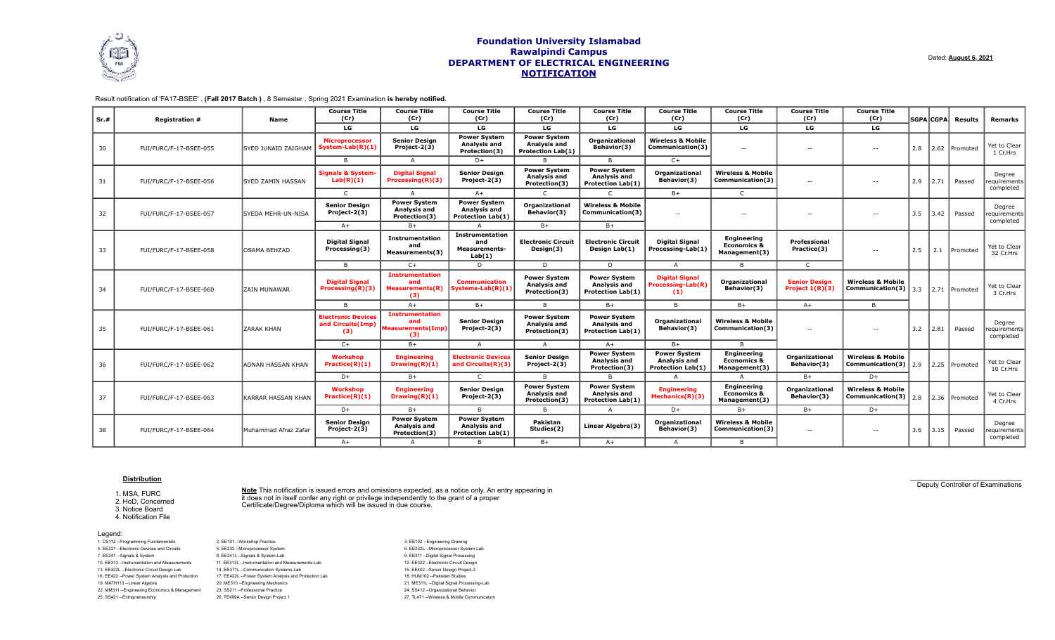# Foundation University Islamabad

## Rawalpindi Campus

## DEPARTMENT OF ELECTRICAL ENGINEERING

## NOTIFICATION

Dated: **August 6, 2021**

Result notification of 'FA17-BSEE' , **(Fall 2017 Batch )** , 8 Semester , Spring 2021 Examination **is hereby notified.**

| Sr.# | Registration # | Name | Course Title (Cr) | Course Title (Cr) | Course Title (Cr) | Course Title (Cr) | Course Title (Cr) | Course Title (Cr) | Course Title (Cr) | Course Title (Cr) | Course Title (Cr) | SGPA | CGPA | Results | Remarks |
|---|---|---|---|---|---|---|---|---|---|---|---|---|---|---|---|
| | | | LG | LG | LG | LG | LG | LG | LG | LG | LG | | | | |
| 30 | FUI/FURC/F-17-BSEE-055 | SYED JUNAID ZAIGHAM | Microprocessor System-Lab(R)(1) | Senior Design Project-2(3) | Power System Analysis and Protection(3) | Power System Analysis and Protection Lab(1) | Organizational Behavior(3) | Wireless & Mobile Communication(3) | -- | -- | -- | 2.8 | 2.62 | Promoted | Yet to Clear 1 Cr.Hrs |
| | | | B | A | D+ | B | B | C+ | | | | | | | |
| 31 | FUI/FURC/F-17-BSEE-056 | SYED ZAMIN HASSAN | Signals & System-Lab(R)(1) | Digital Signal Processing(R)(3) | Senior Design Project-2(3) | Power System Analysis and Protection(3) | Power System Analysis and Protection Lab(1) | Organizational Behavior(3) | Wireless & Mobile Communication(3) | -- | -- | 2.9 | 2.71 | Passed | Degree requirements completed |
| | | | C | A | A+ | C | C | B+ | C | | | | | | |
| 32 | FUI/FURC/F-17-BSEE-057 | SYEDA MEHR-UN-NISA | Senior Design Project-2(3) | Power System Analysis and Protection(3) | Power System Analysis and Protection Lab(1) | Organizational Behavior(3) | Wireless & Mobile Communication(3) | -- | -- | -- | -- | 3.5 | 3.42 | Passed | Degree requirements completed |
| | | | A+ | B+ | A | B+ | B+ | | | | | | | | |
| 33 | FUI/FURC/F-17-BSEE-058 | OSAMA BEHZAD | Digital Signal Processing(3) | Instrumentation and Measurements(3) | Instrumentation and Measurements-Lab(1) | Electronic Circuit Design(3) | Electronic Circuit Design Lab(1) | Digital Signal Processing-Lab(1) | Engineering Economics & Management(3) | Professional Practice(3) | -- | 2.5 | 2.1 | Promoted | Yet to Clear 32 Cr.Hrs |
| | | | B | C+ | D | D | D | A | B | C | | | | | |
| 34 | FUI/FURC/F-17-BSEE-060 | ZAIN MUNAWAR | Digital Signal Processing(R)(3) | Instrumentation and Measurements(R)(3) | Communication Systems-Lab(R)(1) | Power System Analysis and Protection(3) | Power System Analysis and Protection Lab(1) | Digital Signal Processing-Lab(R)(1) | Organizational Behavior(3) | Senior Design Project 1(R)(3) | Wireless & Mobile Communication(3) | 3.3 | 2.71 | Promoted | Yet to Clear 3 Cr.Hrs |
| | | | B | A+ | B+ | B | B+ | B | B+ | A+ | B | | | | |
| 35 | FUI/FURC/F-17-BSEE-061 | ZARAK KHAN | Electronic Devices and Circuits(Imp)(3) | Instrumentation and Measurements(Imp)(3) | Senior Design Project-2(3) | Power System Analysis and Protection(3) | Power System Analysis and Protection Lab(1) | Organizational Behavior(3) | Wireless & Mobile Communication(3) | -- | -- | 3.2 | 2.81 | Passed | Degree requirements completed |
| | | | C+ | B+ | A | A | A+ | B+ | B | | | | | | |
| 36 | FUI/FURC/F-17-BSEE-062 | ADNAN HASSAN KHAN | Workshop Practice(R)(1) | Engineering Drawing(R)(1) | Electronic Devices and Circuits(R)(3) | Senior Design Project-2(3) | Power System Analysis and Protection(3) | Power System Analysis and Protection Lab(1) | Engineering Economics & Management(3) | Organizational Behavior(3) | Wireless & Mobile Communication(3) | 2.9 | 2.25 | Promoted | Yet to Clear 10 Cr.Hrs |
| | | | D+ | B+ | C | B | B | A | A | B+ | D+ | | | | |
| 37 | FUI/FURC/F-17-BSEE-063 | KARRAR HASSAN KHAN | Workshop Practice(R)(1) | Engineering Drawing(R)(1) | Senior Design Project-2(3) | Power System Analysis and Protection(3) | Power System Analysis and Protection Lab(1) | Engineering Mechanics(R)(3) | Engineering Economics & Management(3) | Organizational Behavior(3) | Wireless & Mobile Communication(3) | 2.8 | 2.36 | Promoted | Yet to Clear 4 Cr.Hrs |
| | | | D+ | B+ | B | B | A | D+ | B+ | B+ | D+ | | | | |
| 38 | FUI/FURC/F-17-BSEE-064 | Muhammad Afraz Zafar | Senior Design Project-2(3) | Power System Analysis and Protection(3) | Power System Analysis and Protection Lab(1) | Pakistan Studies(2) | Linear Algebra(3) | Organizational Behavior(3) | Wireless & Mobile Communication(3) | -- | -- | 3.6 | 3.15 | Passed | Degree requirements completed |
| | | | A+ | A | B | B+ | A+ | A | B | | | | | | |

**Distribution**

1. MSA, FURC
2. HoD, Concerned
3. Notice Board
4. Notification File

**Note** This notification is issued errors and omissions expected, as a notice only. An entry appearing in it does not in itself confer any right or privilege independently to the grant of a proper Certificate/Degree/Diploma which will be issued in due course.

Deputy Controller of Examinations

Legend:

1. CS112 --Programming Fundamentals
2. EE101 --Workshop Practice
3. EE102 --Engineering Drawing
4. EE221 --Electronic Devices and Circuits
5. EE232 --Microprocessor System
6. EE232L --Microprocessor System-Lab
7. EE241 --Signals & System
8. EE241L --Signals & System-Lab
9. EE311 --Digital Signal Processing
10. EE313 --Instrumentation and Measurements
11. EE313L --Instrumentation and Measurements-Lab
12. EE322 --Electronic Circuit Design
13. EE322L --Electronic Circuit Design Lab
14. EE371L --Communication Systems-Lab
15. EE402 --Senior Design Project-2
16. EE422 --Power System Analysis and Protection
17. EE422L --Power System Analysis and Protection Lab
18. HUM102 --Pakistan Studies
19. MATH113 --Linear Algebra
20. ME310 --Engineering Mechanics
21. ME311L --Digital Signal Processing-Lab
22. MM311 --Engineering Economics & Management
23. SS211 --Professional Practice
24. SS412 --Organizational Behavior
25. SS421 --Entrepreneurship
26. TE499A --Senior Design Project 1
27. TL471 --Wireless & Mobile Communication